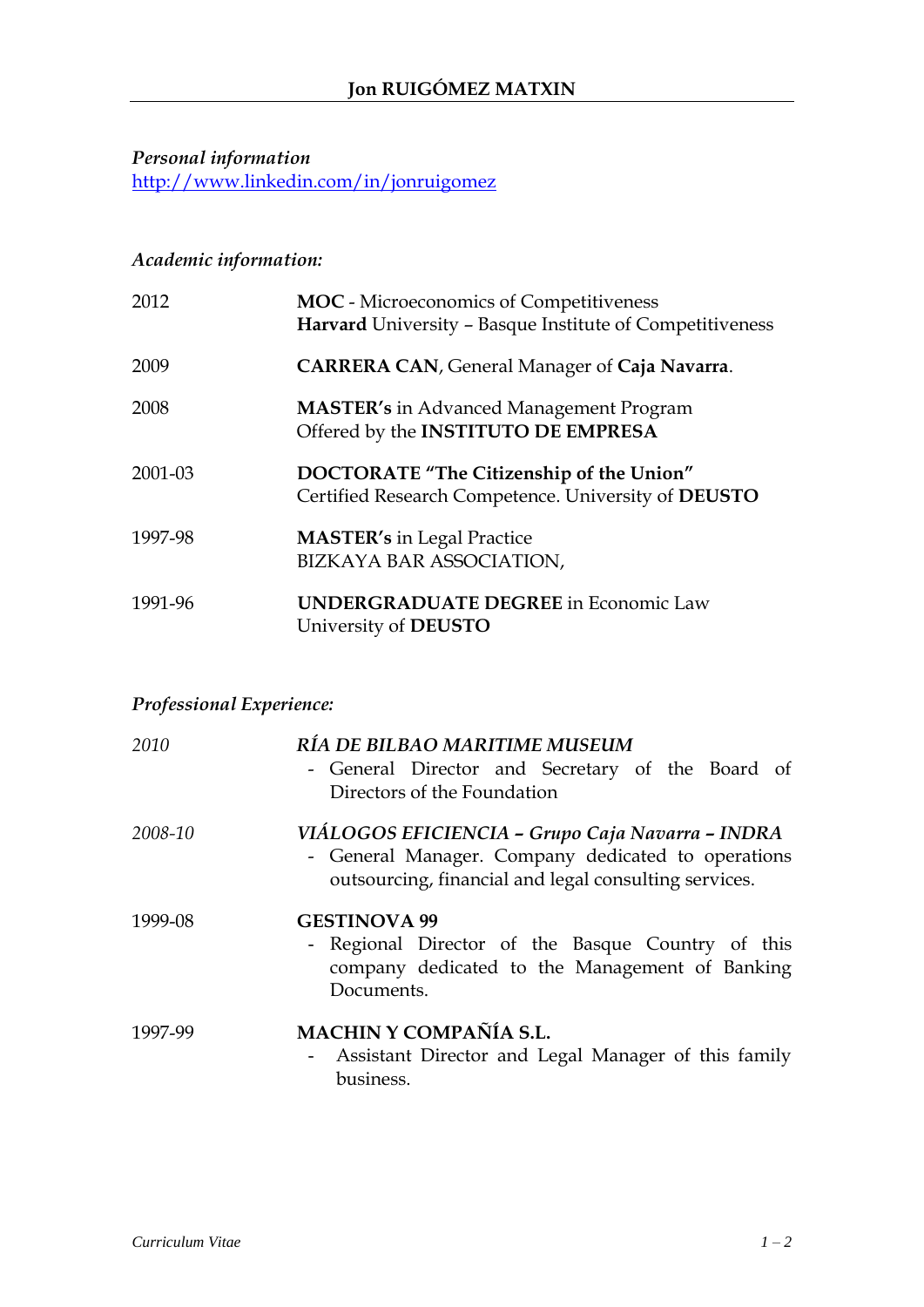# Jon RUIGÓMEZ MATXIN

*Personal information*

http://www.linkedin.com/in/jonruigomez

*Academic information:*

| | |
|---|---|
| 2012 | **MOC** - Microeconomics of Competitiveness<br>**Harvard** University – Basque Institute of Competitiveness |
| 2009 | **CARRERA CAN**, General Manager of **Caja Navarra**. |
| 2008 | **MASTER's** in Advanced Management Program<br>Offered by the **INSTITUTO DE EMPRESA** |
| 2001-03 | **DOCTORATE "The Citizenship of the Union"**<br>Certified Research Competence. University of **DEUSTO** |
| 1997-98 | **MASTER's** in Legal Practice<br>BIZKAYA BAR ASSOCIATION, |
| 1991-96 | **UNDERGRADUATE DEGREE** in Economic Law<br>University of **DEUSTO** |

*Professional Experience:*

| | |
|---|---|
| *2010* | ***RÍA DE BILBAO MARITIME MUSEUM***<br>- General Director and Secretary of the Board of Directors of the Foundation |
| *2008-10* | ***VIÁLOGOS EFICIENCIA – Grupo Caja Navarra – INDRA***<br>- General Manager. Company dedicated to operations outsourcing, financial and legal consulting services. |
| 1999-08 | **GESTINOVA 99**<br>- Regional Director of the Basque Country of this company dedicated to the Management of Banking Documents. |
| 1997-99 | **MACHIN Y COMPAÑÍA S.L.**<br>- Assistant Director and Legal Manager of this family business. |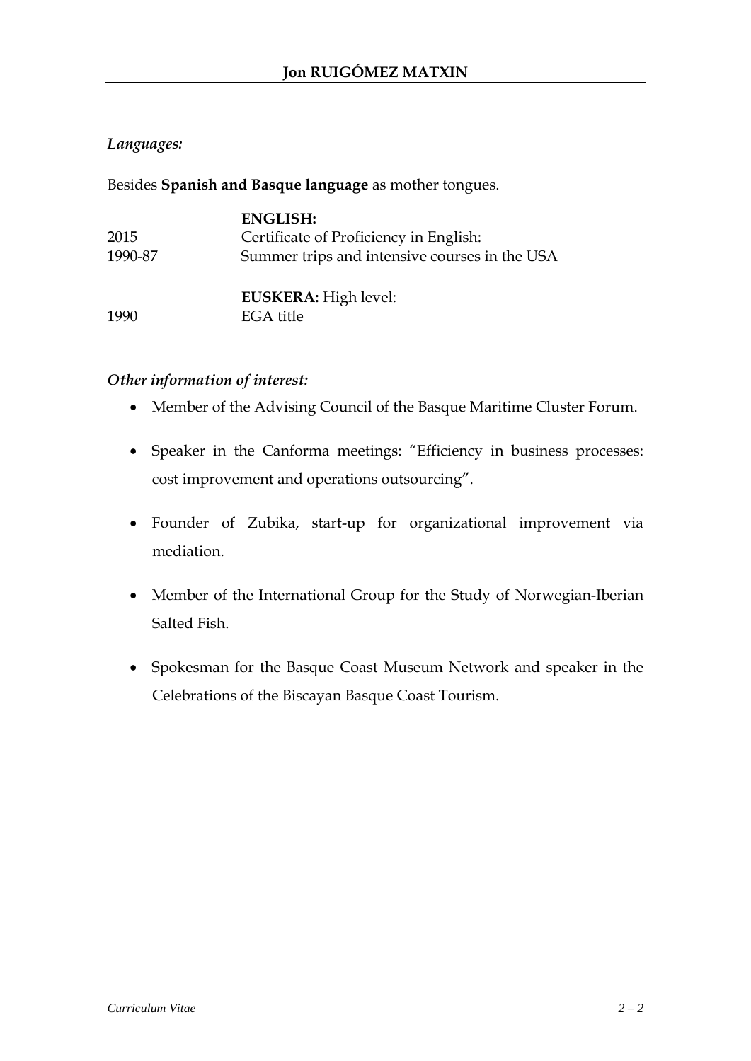*Languages:*

Besides **Spanish and Basque language** as mother tongues.

| | |
|---|---|
| | **ENGLISH:** |
| 2015 | Certificate of Proficiency in English: |
| 1990-87 | Summer trips and intensive courses in the USA |
| | |
| | **EUSKERA:** High level: |
| 1990 | EGA title |

*Other information of interest:*

- Member of the Advising Council of the Basque Maritime Cluster Forum.
- Speaker in the Canforma meetings: "Efficiency in business processes: cost improvement and operations outsourcing".
- Founder of Zubika, start-up for organizational improvement via mediation.
- Member of the International Group for the Study of Norwegian-Iberian Salted Fish.
- Spokesman for the Basque Coast Museum Network and speaker in the Celebrations of the Biscayan Basque Coast Tourism.